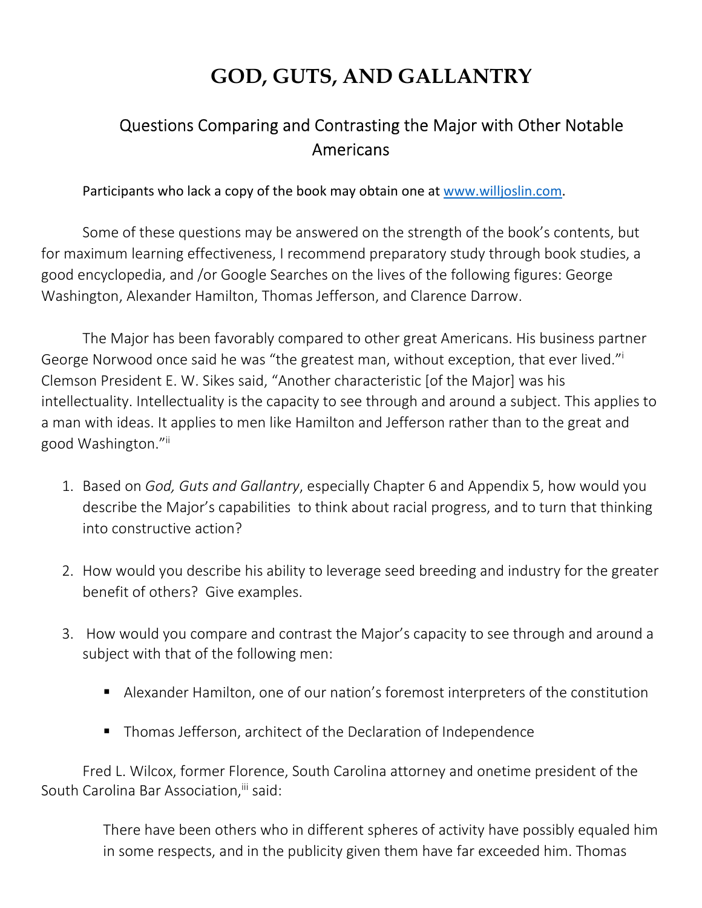# GOD, GUTS, AND GALLANTRY

## Questions Comparing and Contrasting the Major with Other Notable Americans

Participants who lack a copy of the book may obtain one at www.willjoslin.com.

Some of these questions may be answered on the strength of the book's contents, but for maximum learning effectiveness, I recommend preparatory study through book studies, a good encyclopedia, and /or Google Searches on the lives of the following figures: George Washington, Alexander Hamilton, Thomas Jefferson, and Clarence Darrow.

The Major has been favorably compared to other great Americans. His business partner George Norwood once said he was "the greatest man, without exception, that ever lived."[i] Clemson President E. W. Sikes said, "Another characteristic [of the Major] was his intellectuality. Intellectuality is the capacity to see through and around a subject. This applies to a man with ideas. It applies to men like Hamilton and Jefferson rather than to the great and good Washington."[ii]

1. Based on *God, Guts and Gallantry*, especially Chapter 6 and Appendix 5, how would you describe the Major's capabilities to think about racial progress, and to turn that thinking into constructive action?

2. How would you describe his ability to leverage seed breeding and industry for the greater benefit of others? Give examples.

3. How would you compare and contrast the Major's capacity to see through and around a subject with that of the following men:

   - Alexander Hamilton, one of our nation's foremost interpreters of the constitution
   - Thomas Jefferson, architect of the Declaration of Independence

Fred L. Wilcox, former Florence, South Carolina attorney and onetime president of the South Carolina Bar Association,[iii] said:

> There have been others who in different spheres of activity have possibly equaled him in some respects, and in the publicity given them have far exceeded him. Thomas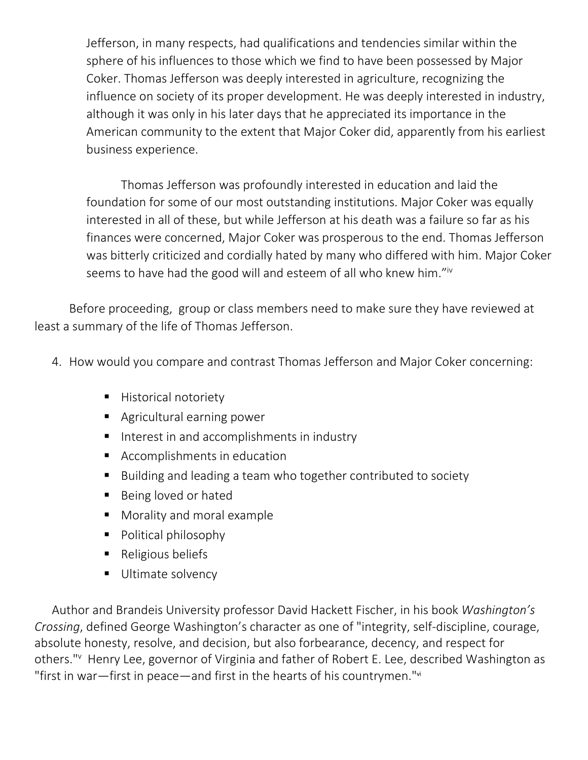> Jefferson, in many respects, had qualifications and tendencies similar within the sphere of his influences to those which we find to have been possessed by Major Coker. Thomas Jefferson was deeply interested in agriculture, recognizing the influence on society of its proper development. He was deeply interested in industry, although it was only in his later days that he appreciated its importance in the American community to the extent that Major Coker did, apparently from his earliest business experience.
>
> Thomas Jefferson was profoundly interested in education and laid the foundation for some of our most outstanding institutions. Major Coker was equally interested in all of these, but while Jefferson at his death was a failure so far as his finances were concerned, Major Coker was prosperous to the end. Thomas Jefferson was bitterly criticized and cordially hated by many who differed with him. Major Coker seems to have had the good will and esteem of all who knew him."[iv]

Before proceeding, group or class members need to make sure they have reviewed at least a summary of the life of Thomas Jefferson.

4. How would you compare and contrast Thomas Jefferson and Major Coker concerning:

    - Historical notoriety
    - Agricultural earning power
    - Interest in and accomplishments in industry
    - Accomplishments in education
    - Building and leading a team who together contributed to society
    - Being loved or hated
    - Morality and moral example
    - Political philosophy
    - Religious beliefs
    - Ultimate solvency

Author and Brandeis University professor David Hackett Fischer, in his book *Washington's Crossing*, defined George Washington's character as one of "integrity, self-discipline, courage, absolute honesty, resolve, and decision, but also forbearance, decency, and respect for others."[v] Henry Lee, governor of Virginia and father of Robert E. Lee, described Washington as "first in war—first in peace—and first in the hearts of his countrymen."[vi]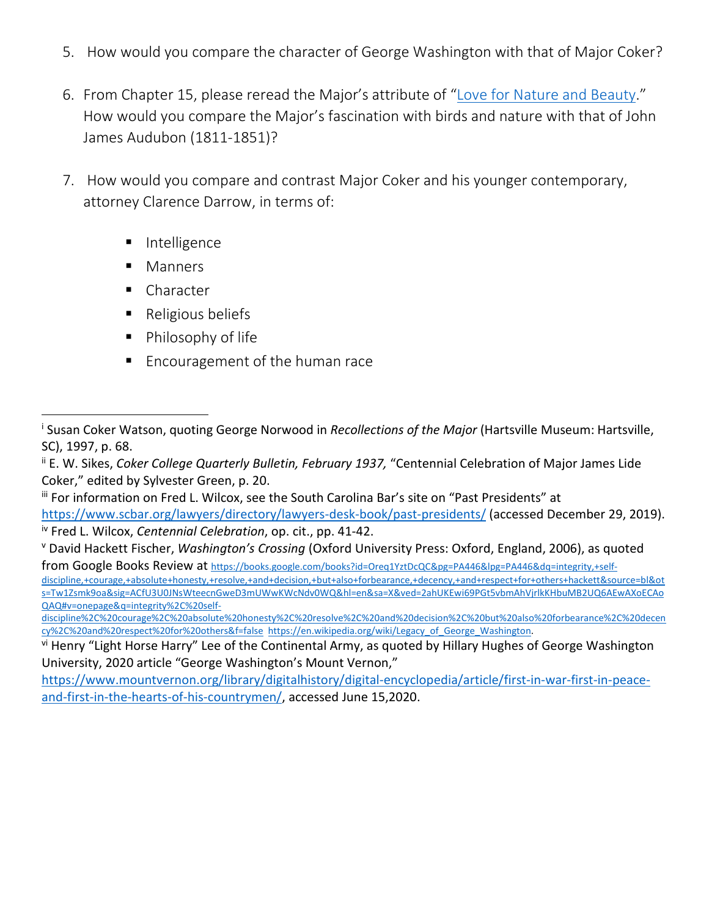5. How would you compare the character of George Washington with that of Major Coker?

6. From Chapter 15, please reread the Major's attribute of "Love for Nature and Beauty." How would you compare the Major's fascination with birds and nature with that of John James Audubon (1811-1851)?

7. How would you compare and contrast Major Coker and his younger contemporary, attorney Clarence Darrow, in terms of:

    - Intelligence
    - Manners
    - Character
    - Religious beliefs
    - Philosophy of life
    - Encouragement of the human race

---

[i] Susan Coker Watson, quoting George Norwood in *Recollections of the Major* (Hartsville Museum: Hartsville, SC), 1997, p. 68.

[ii] E. W. Sikes, *Coker College Quarterly Bulletin, February 1937,* "Centennial Celebration of Major James Lide Coker," edited by Sylvester Green, p. 20.

[iii] For information on Fred L. Wilcox, see the South Carolina Bar's site on "Past Presidents" at https://www.scbar.org/lawyers/directory/lawyers-desk-book/past-presidents/ (accessed December 29, 2019).

[iv] Fred L. Wilcox, *Centennial Celebration*, op. cit., pp. 41-42.

[v] David Hackett Fischer, *Washington's Crossing* (Oxford University Press: Oxford, England, 2006), as quoted from Google Books Review at https://books.google.com/books?id=Oreq1YztDcQC&pg=PA446&lpg=PA446&dq=integrity,+self-discipline,+courage,+absolute+honesty,+resolve,+and+decision,+but+also+forbearance,+decency,+and+respect+for+others+hackett&source=bl&ots=Tw1Zsmk9oa&sig=ACfU3U0JNsWteecnGweD3mUWwKWcNdv0WQ&hl=en&sa=X&ved=2ahUKEwi69PGt5vbmAhVjrlkKHbuMB2UQ6AEwAXoECAoQAQ#v=onepage&q=integrity%2C%20self-discipline%2C%20courage%2C%20absolute%20honesty%2C%20resolve%2C%20and%20decision%2C%20but%20also%20forbearance%2C%20decency%2C%20and%20respect%20for%20others&f=false https://en.wikipedia.org/wiki/Legacy_of_George_Washington.

[vi] Henry "Light Horse Harry" Lee of the Continental Army, as quoted by Hillary Hughes of George Washington University, 2020 article "George Washington's Mount Vernon," https://www.mountvernon.org/library/digitalhistory/digital-encyclopedia/article/first-in-war-first-in-peace-and-first-in-the-hearts-of-his-countrymen/, accessed June 15,2020.